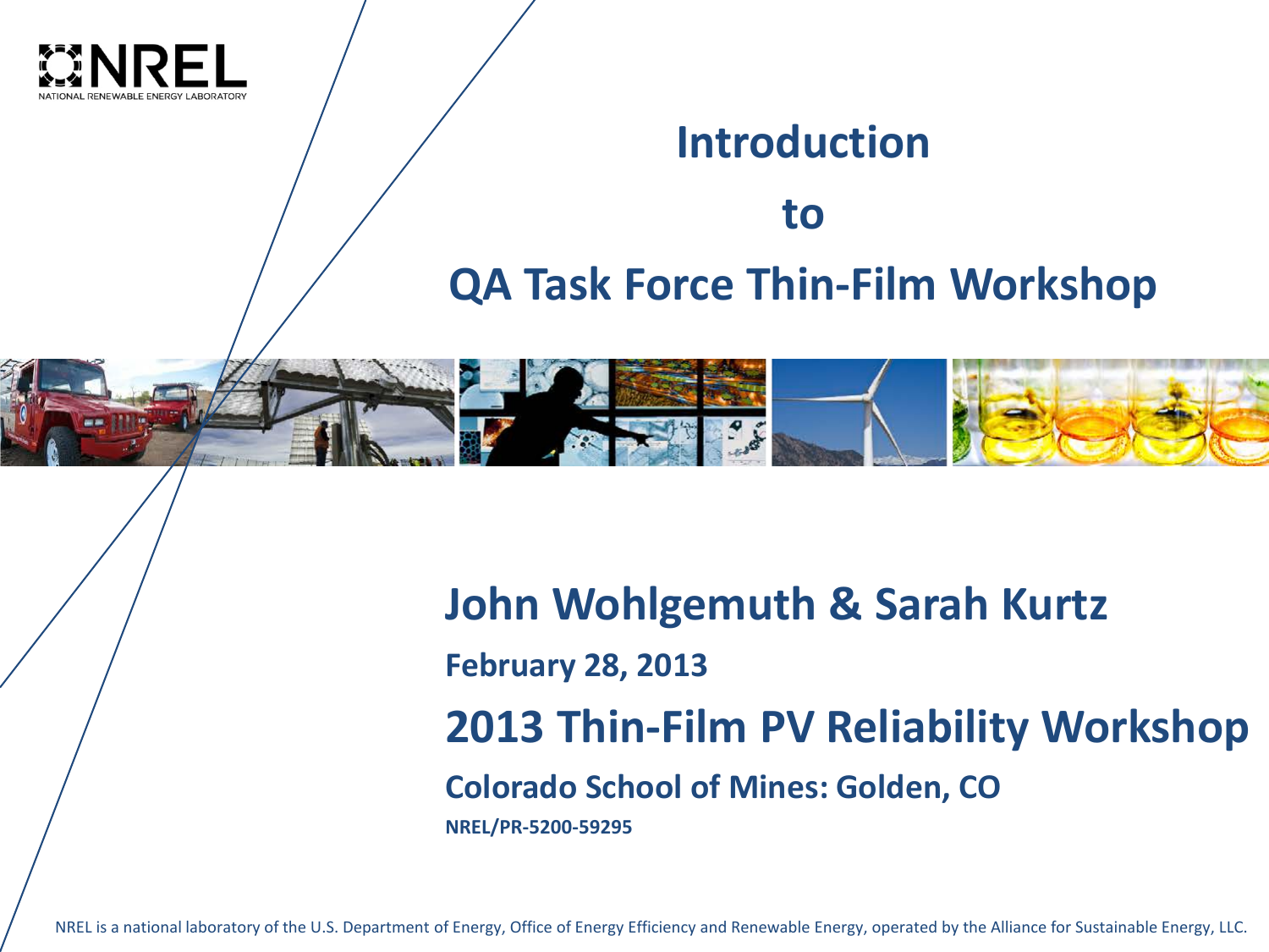# Introduction

# to

# QA Task Force Thin-Film Workshop

## John Wohlgemuth & Sarah Kurtz

**February 28, 2013**

## 2013 Thin-Film PV Reliability Workshop

**Colorado School of Mines: Golden, CO**

**NREL/PR-5200-59295**

NREL is a national laboratory of the U.S. Department of Energy, Office of Energy Efficiency and Renewable Energy, operated by the Alliance for Sustainable Energy, LLC.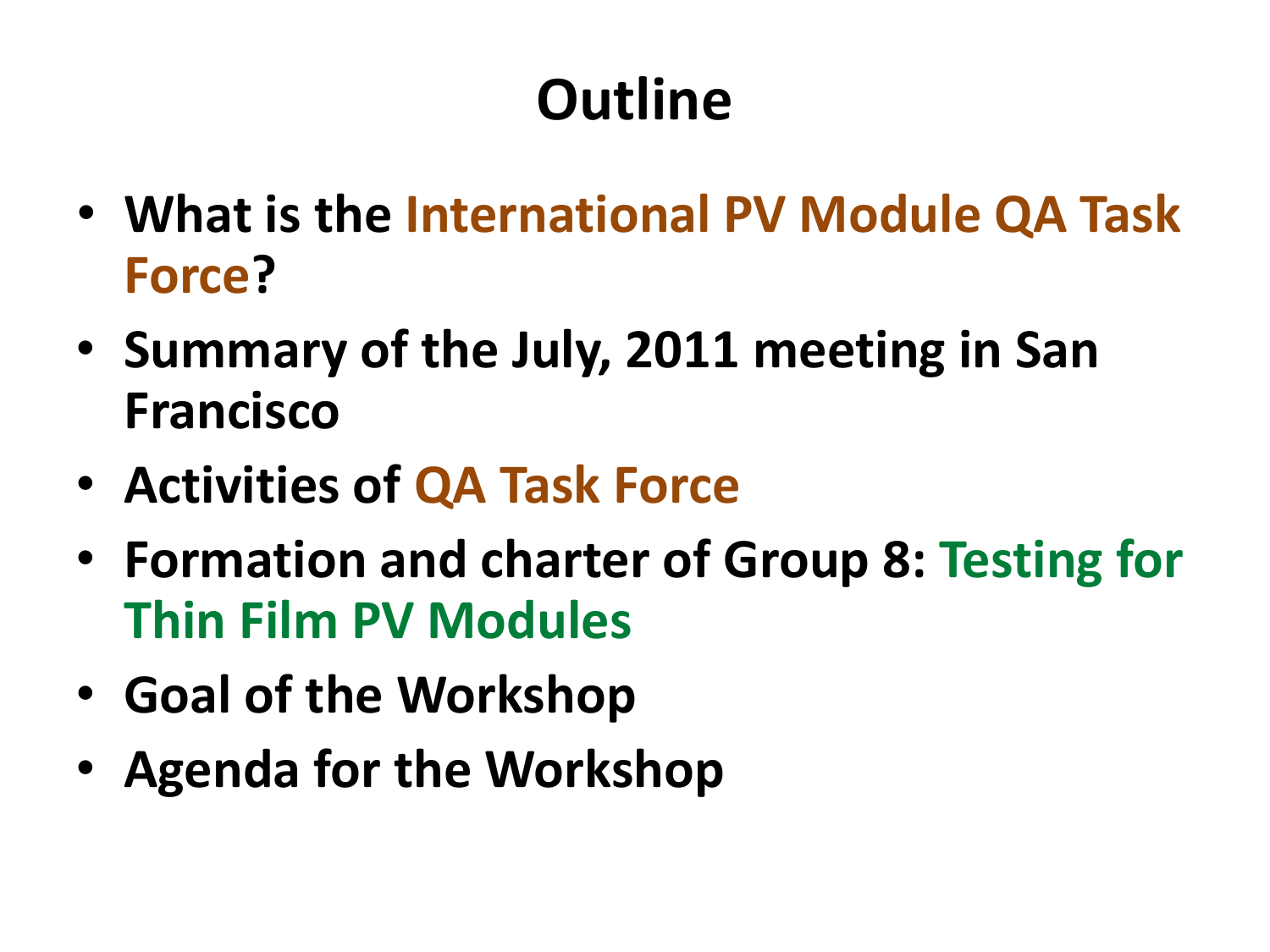# Outline

- **What is the International PV Module QA Task Force?**
- **Summary of the July, 2011 meeting in San Francisco**
- **Activities of QA Task Force**
- **Formation and charter of Group 8: Testing for Thin Film PV Modules**
- **Goal of the Workshop**
- **Agenda for the Workshop**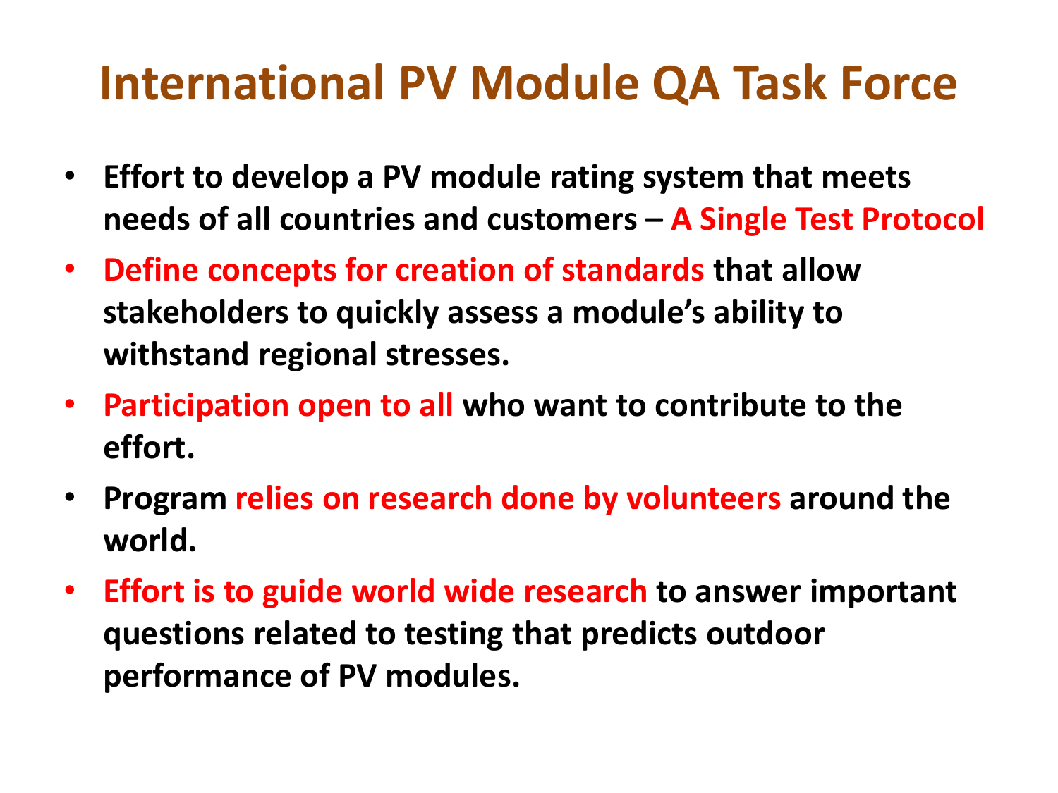# International PV Module QA Task Force

- **Effort to develop a PV module rating system that meets needs of all countries and customers – A Single Test Protocol**
- **Define concepts for creation of standards that allow stakeholders to quickly assess a module's ability to withstand regional stresses.**
- **Participation open to all who want to contribute to the effort.**
- **Program relies on research done by volunteers around the world.**
- **Effort is to guide world wide research to answer important questions related to testing that predicts outdoor performance of PV modules.**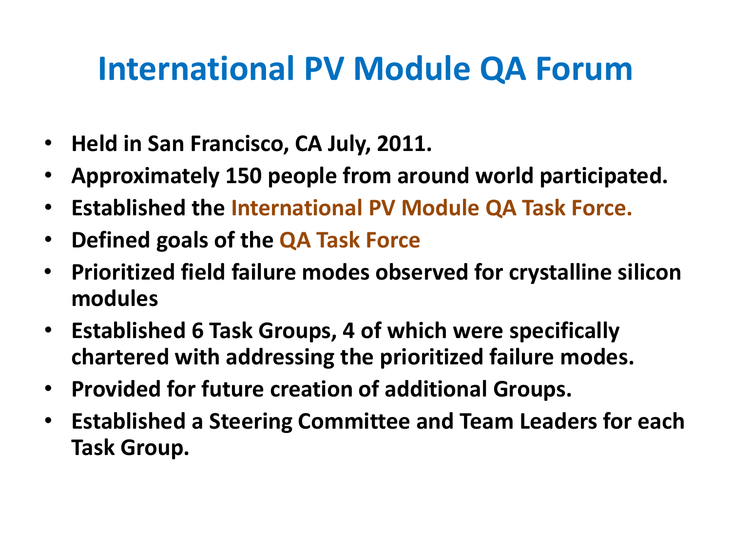# International PV Module QA Forum

- **Held in San Francisco, CA July, 2011.**
- **Approximately 150 people from around world participated.**
- **Established the International PV Module QA Task Force.**
- **Defined goals of the QA Task Force**
- **Prioritized field failure modes observed for crystalline silicon modules**
- **Established 6 Task Groups, 4 of which were specifically chartered with addressing the prioritized failure modes.**
- **Provided for future creation of additional Groups.**
- **Established a Steering Committee and Team Leaders for each Task Group.**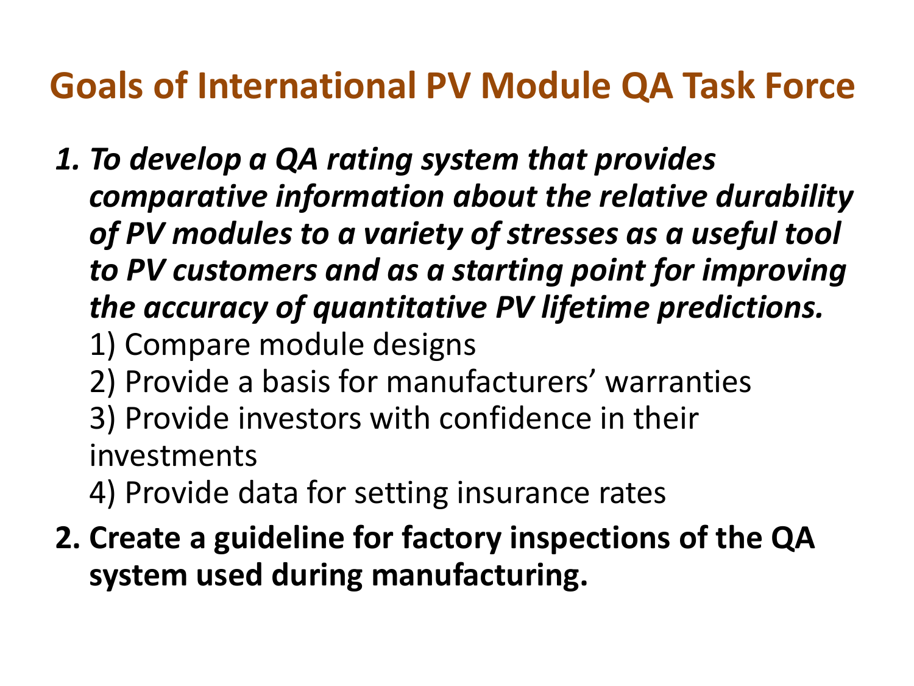# Goals of International PV Module QA Task Force

1. ***To develop a QA rating system that provides comparative information about the relative durability of PV modules to a variety of stresses as a useful tool to PV customers and as a starting point for improving the accuracy of quantitative PV lifetime predictions.***

   1) Compare module designs

   2) Provide a basis for manufacturers' warranties

   3) Provide investors with confidence in their investments

   4) Provide data for setting insurance rates

2. **Create a guideline for factory inspections of the QA system used during manufacturing.**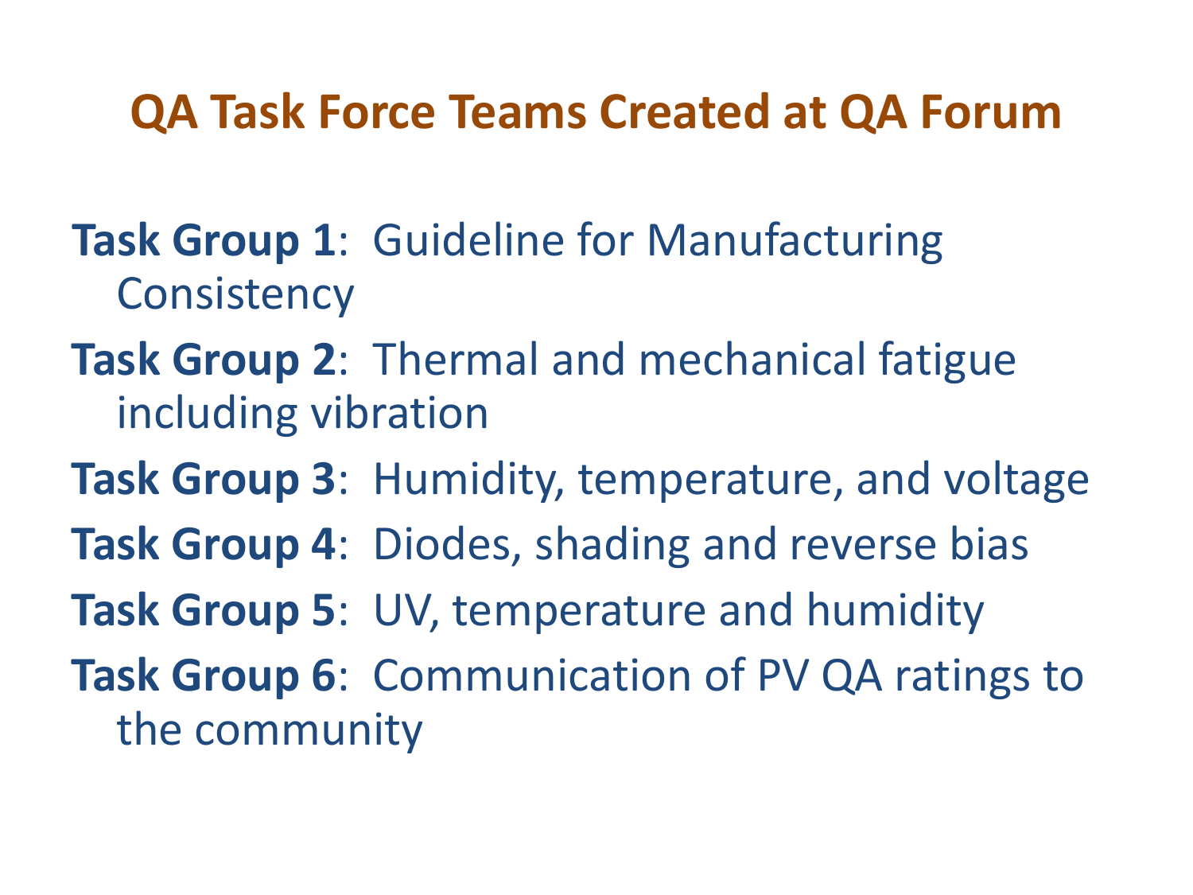# QA Task Force Teams Created at QA Forum

**Task Group 1**: Guideline for Manufacturing Consistency

**Task Group 2**: Thermal and mechanical fatigue including vibration

**Task Group 3**: Humidity, temperature, and voltage

**Task Group 4**: Diodes, shading and reverse bias

**Task Group 5**: UV, temperature and humidity

**Task Group 6**: Communication of PV QA ratings to the community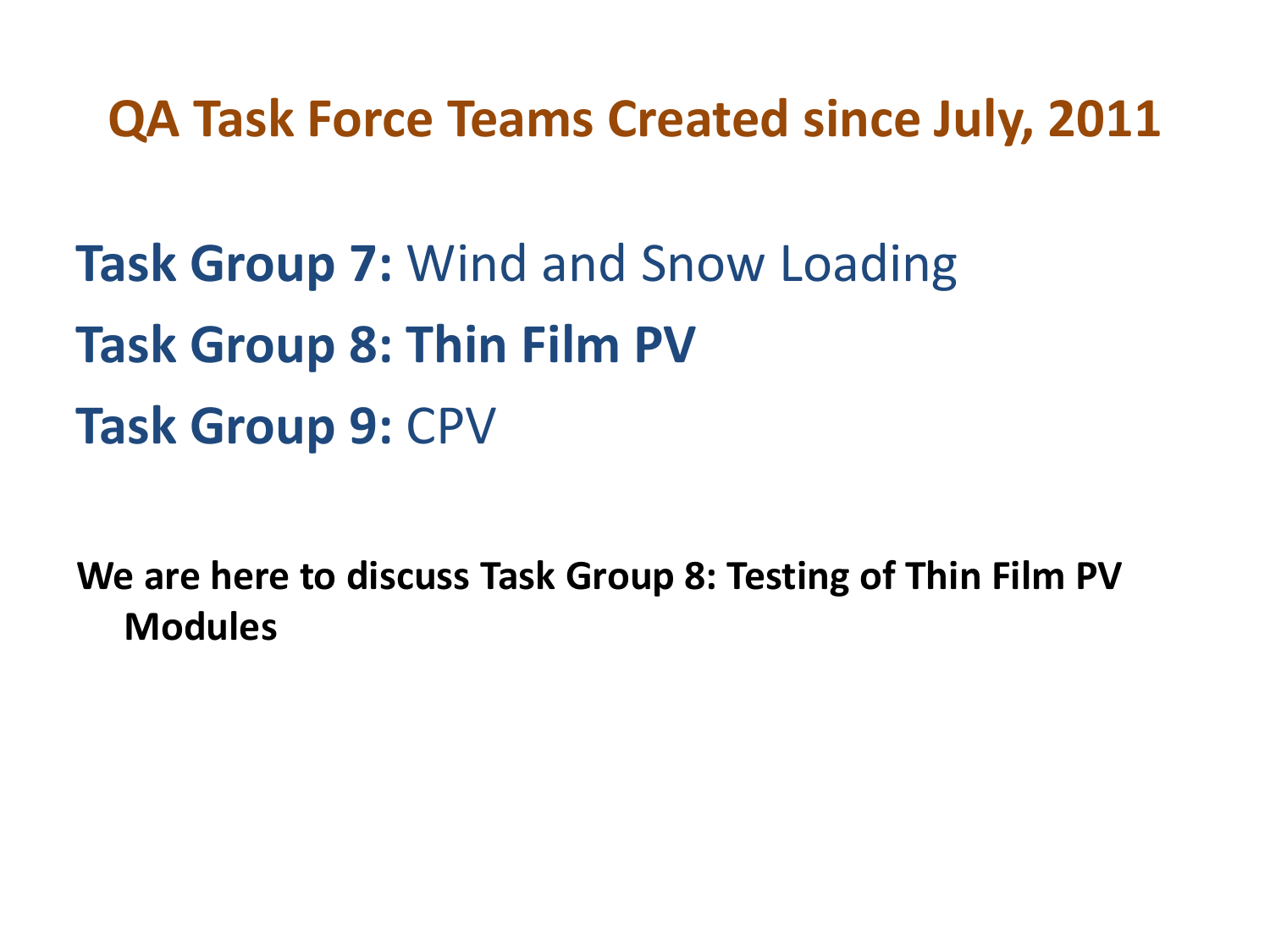# QA Task Force Teams Created since July, 2011

**Task Group 7:** Wind and Snow Loading

**Task Group 8: Thin Film PV**

**Task Group 9:** CPV

**We are here to discuss Task Group 8: Testing of Thin Film PV Modules**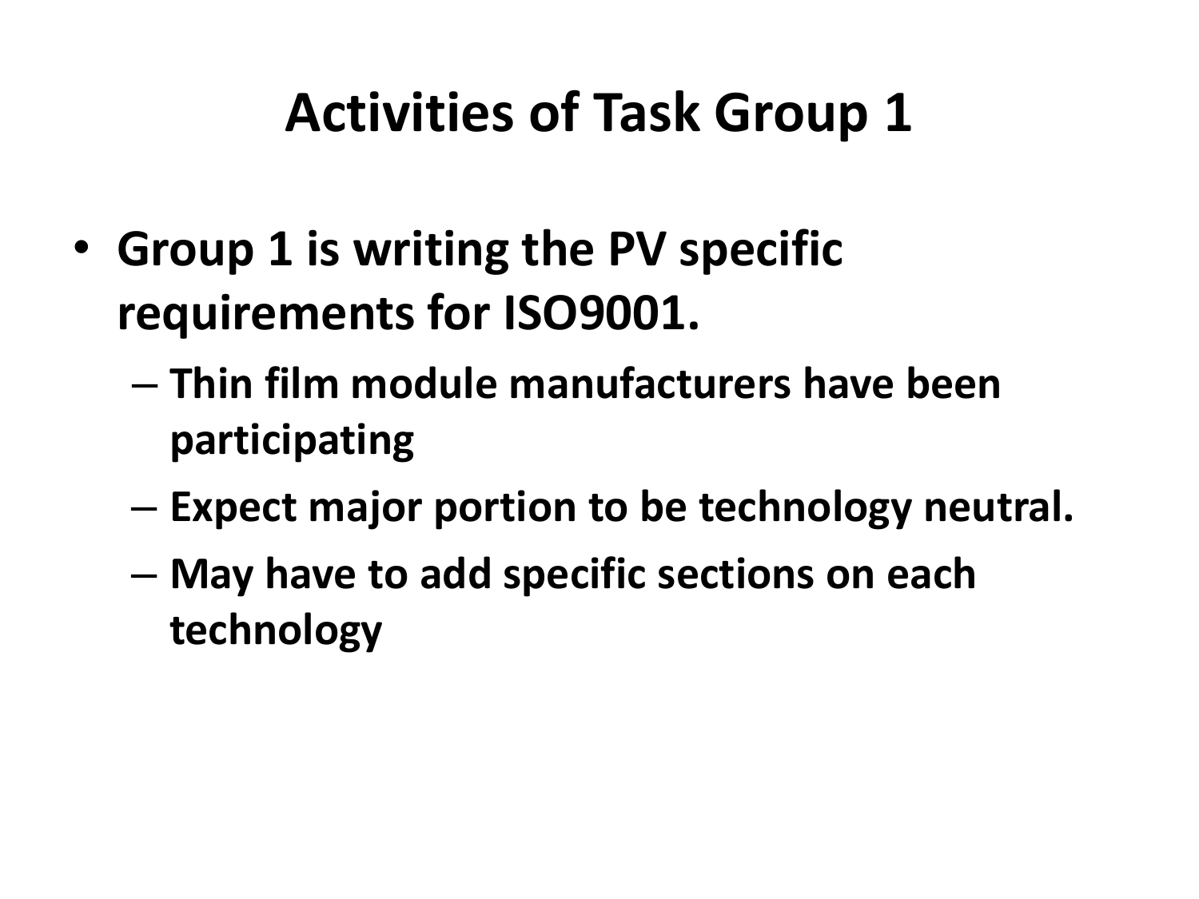# Activities of Task Group 1

- Group 1 is writing the PV specific requirements for ISO9001.
  - Thin film module manufacturers have been participating
  - Expect major portion to be technology neutral.
  - May have to add specific sections on each technology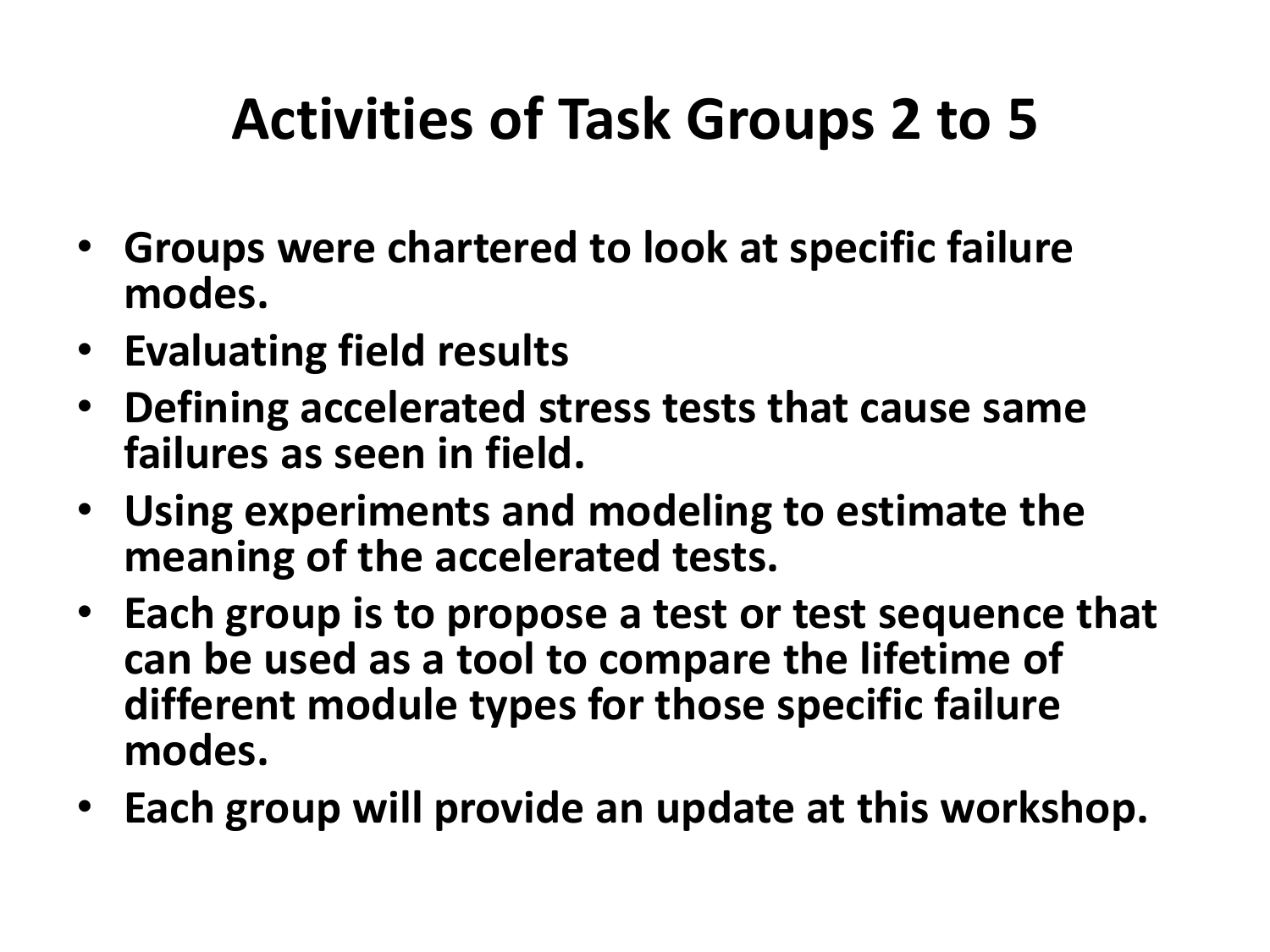# Activities of Task Groups 2 to 5

- **Groups were chartered to look at specific failure modes.**
- **Evaluating field results**
- **Defining accelerated stress tests that cause same failures as seen in field.**
- **Using experiments and modeling to estimate the meaning of the accelerated tests.**
- **Each group is to propose a test or test sequence that can be used as a tool to compare the lifetime of different module types for those specific failure modes.**
- **Each group will provide an update at this workshop.**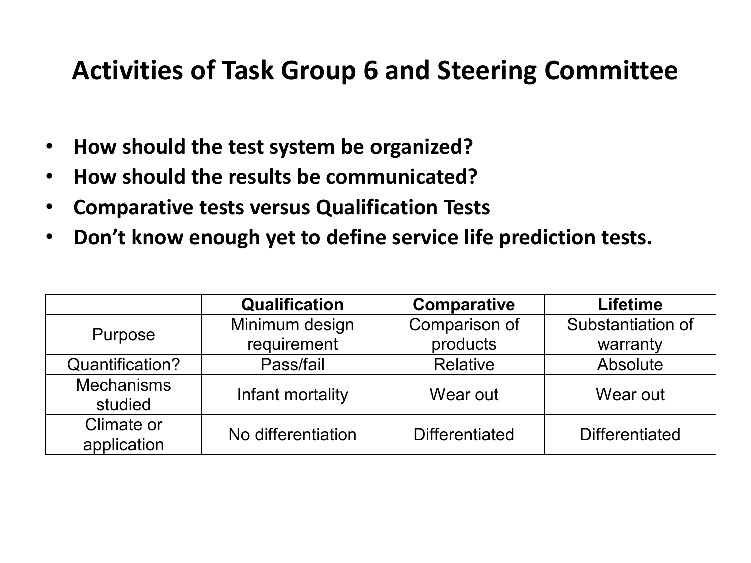# Activities of Task Group 6 and Steering Committee

- **How should the test system be organized?**
- **How should the results be communicated?**
- **Comparative tests versus Qualification Tests**
- **Don't know enough yet to define service life prediction tests.**

| | **Qualification** | **Comparative** | **Lifetime** |
|---|---|---|---|
| Purpose | Minimum design requirement | Comparison of products | Substantiation of warranty |
| Quantification? | Pass/fail | Relative | Absolute |
| Mechanisms studied | Infant mortality | Wear out | Wear out |
| Climate or application | No differentiation | Differentiated | Differentiated |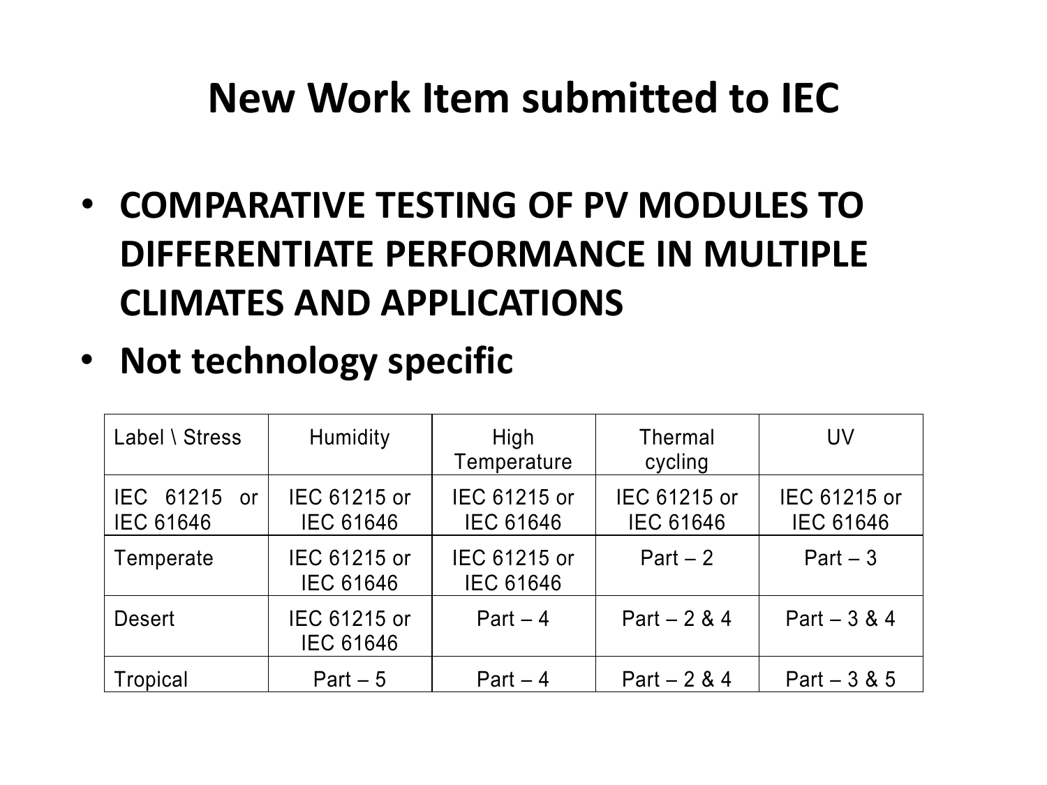# New Work Item submitted to IEC

- **COMPARATIVE TESTING OF PV MODULES TO DIFFERENTIATE PERFORMANCE IN MULTIPLE CLIMATES AND APPLICATIONS**
- **Not technology specific**

| Label \ Stress | Humidity | High Temperature | Thermal cycling | UV |
|---|---|---|---|---|
| IEC 61215 or IEC 61646 | IEC 61215 or IEC 61646 | IEC 61215 or IEC 61646 | IEC 61215 or IEC 61646 | IEC 61215 or IEC 61646 |
| Temperate | IEC 61215 or IEC 61646 | IEC 61215 or IEC 61646 | Part – 2 | Part – 3 |
| Desert | IEC 61215 or IEC 61646 | Part – 4 | Part – 2 & 4 | Part – 3 & 4 |
| Tropical | Part – 5 | Part – 4 | Part – 2 & 4 | Part – 3 & 5 |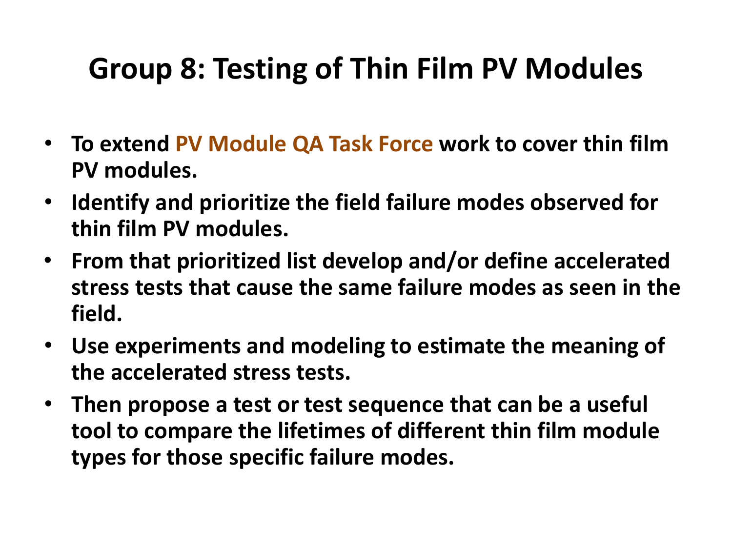# Group 8: Testing of Thin Film PV Modules

- **To extend PV Module QA Task Force work to cover thin film PV modules.**
- **Identify and prioritize the field failure modes observed for thin film PV modules.**
- **From that prioritized list develop and/or define accelerated stress tests that cause the same failure modes as seen in the field.**
- **Use experiments and modeling to estimate the meaning of the accelerated stress tests.**
- **Then propose a test or test sequence that can be a useful tool to compare the lifetimes of different thin film module types for those specific failure modes.**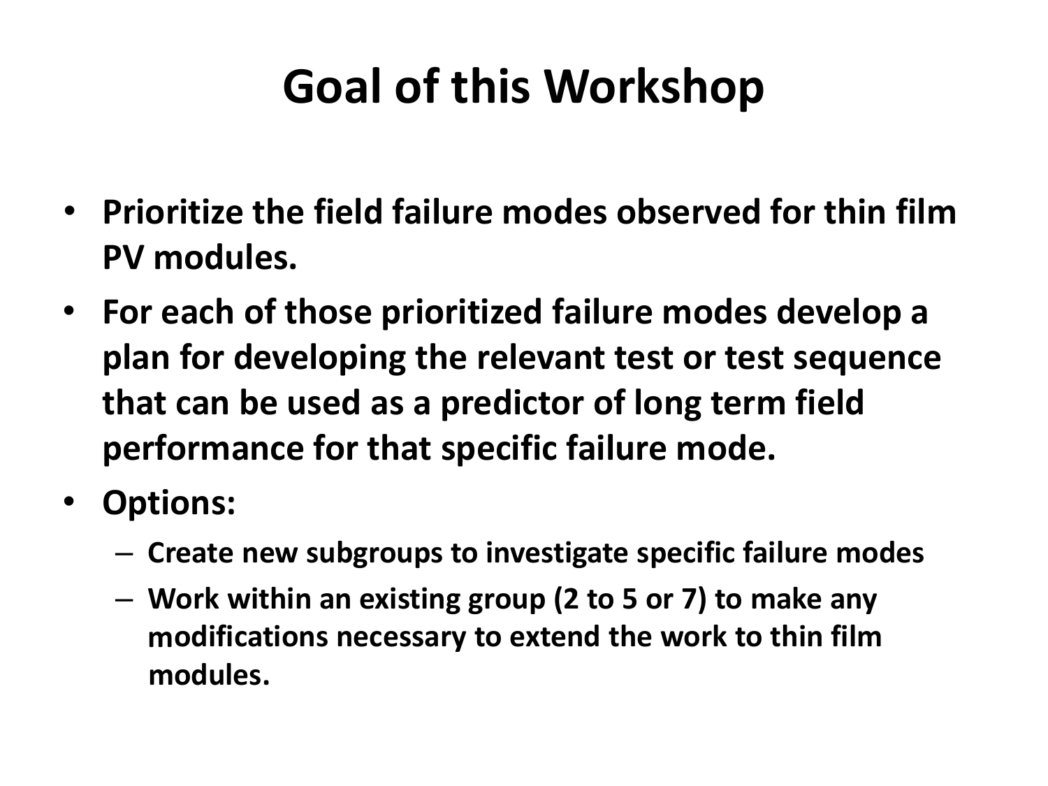# Goal of this Workshop

- **Prioritize the field failure modes observed for thin film PV modules.**
- **For each of those prioritized failure modes develop a plan for developing the relevant test or test sequence that can be used as a predictor of long term field performance for that specific failure mode.**
- **Options:**
  - **Create new subgroups to investigate specific failure modes**
  - **Work within an existing group (2 to 5 or 7) to make any modifications necessary to extend the work to thin film modules.**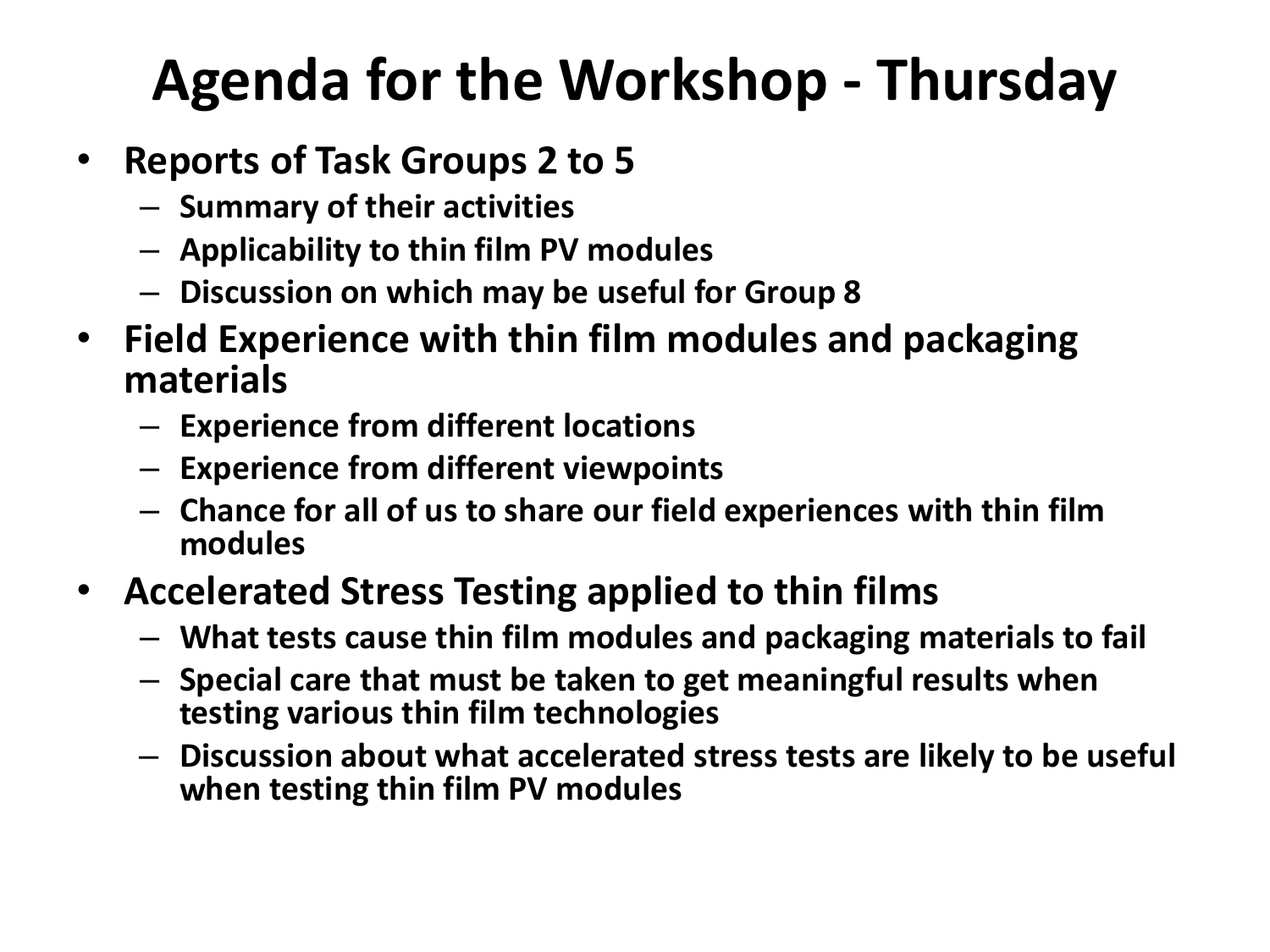# Agenda for the Workshop - Thursday

- **Reports of Task Groups 2 to 5**
  - **Summary of their activities**
  - **Applicability to thin film PV modules**
  - **Discussion on which may be useful for Group 8**
- **Field Experience with thin film modules and packaging materials**
  - **Experience from different locations**
  - **Experience from different viewpoints**
  - **Chance for all of us to share our field experiences with thin film modules**
- **Accelerated Stress Testing applied to thin films**
  - **What tests cause thin film modules and packaging materials to fail**
  - **Special care that must be taken to get meaningful results when testing various thin film technologies**
  - **Discussion about what accelerated stress tests are likely to be useful when testing thin film PV modules**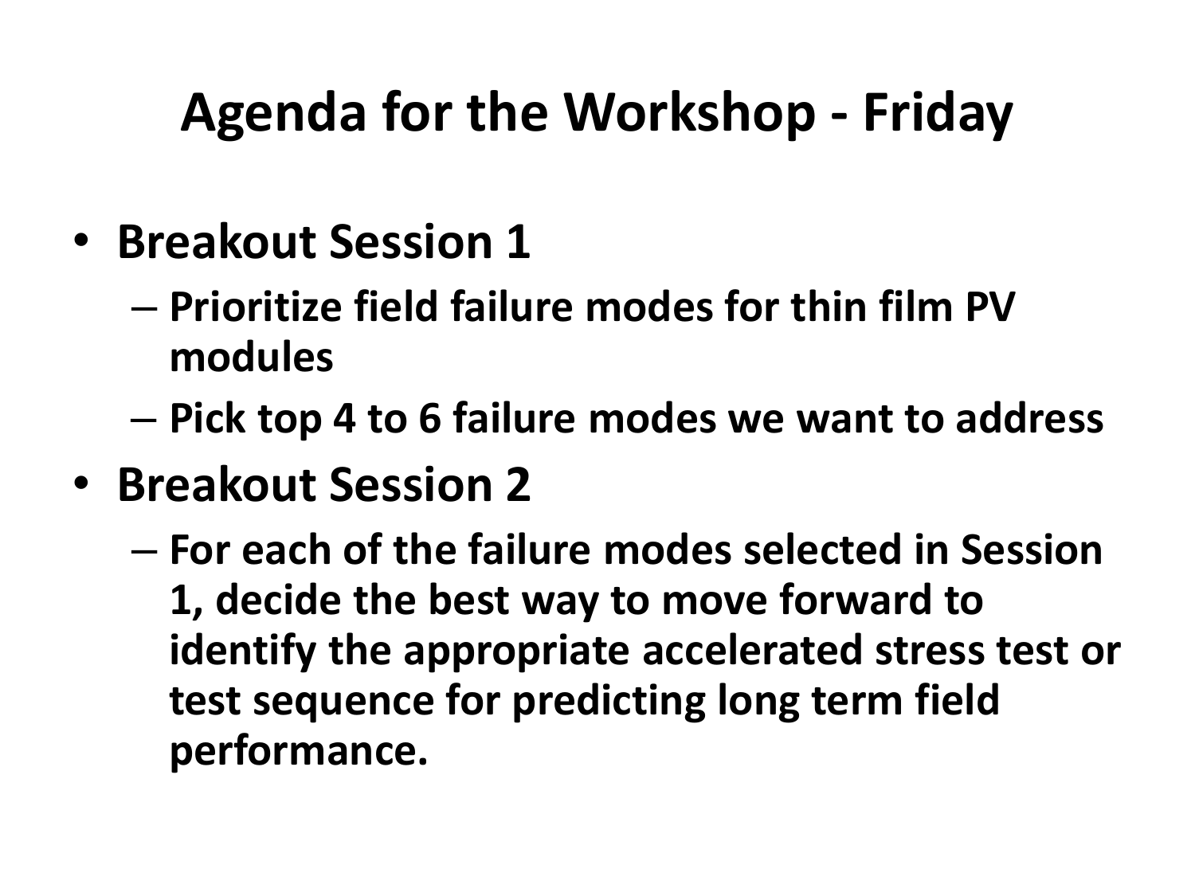# Agenda for the Workshop - Friday

- **Breakout Session 1**
  - **Prioritize field failure modes for thin film PV modules**
  - **Pick top 4 to 6 failure modes we want to address**
- **Breakout Session 2**
  - **For each of the failure modes selected in Session 1, decide the best way to move forward to identify the appropriate accelerated stress test or test sequence for predicting long term field performance.**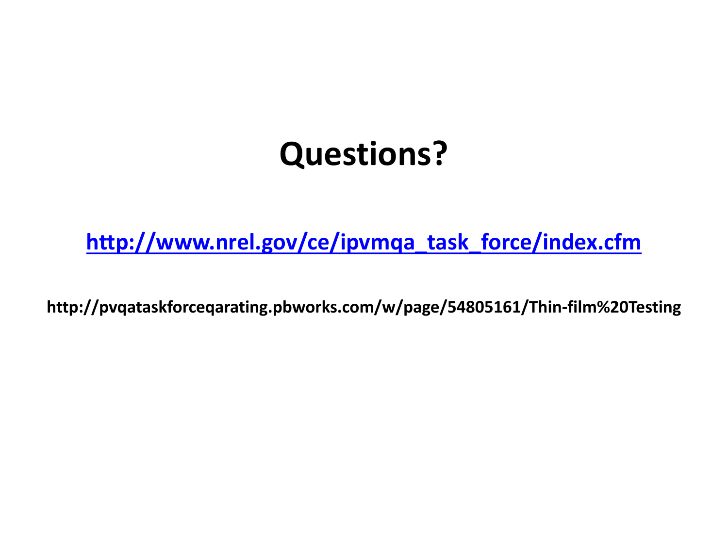# Questions?

[http://www.nrel.gov/ce/ipvmqa_task_force/index.cfm](http://www.nrel.gov/ce/ipvmqa_task_force/index.cfm)

**http://pvqataskforceqarating.pbworks.com/w/page/54805161/Thin-film%20Testing**